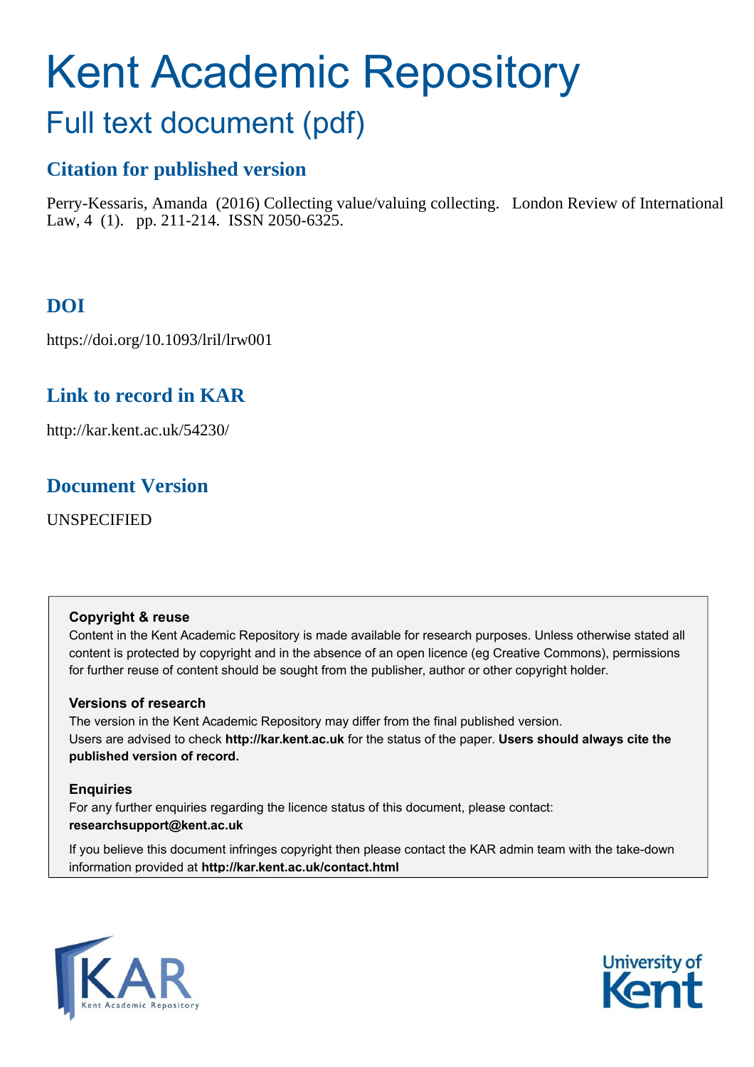# Kent Academic Repository

## Full text document (pdf)

### Citation for published version

Perry-Kessaris, Amanda (2016) Collecting value/valuing collecting. London Review of International Law, 4 (1). pp. 211-214. ISSN 2050-6325.

### DOI

https://doi.org/10.1093/lril/lrw001

### Link to record in KAR

http://kar.kent.ac.uk/54230/

### Document Version

UNSPECIFIED

**Copyright & reuse**

Content in the Kent Academic Repository is made available for research purposes. Unless otherwise stated all content is protected by copyright and in the absence of an open licence (eg Creative Commons), permissions for further reuse of content should be sought from the publisher, author or other copyright holder.

**Versions of research**

The version in the Kent Academic Repository may differ from the final published version. Users are advised to check **http://kar.kent.ac.uk** for the status of the paper. **Users should always cite the published version of record.**

**Enquiries**

For any further enquiries regarding the licence status of this document, please contact: **researchsupport@kent.ac.uk**

If you believe this document infringes copyright then please contact the KAR admin team with the take-down information provided at **http://kar.kent.ac.uk/contact.html**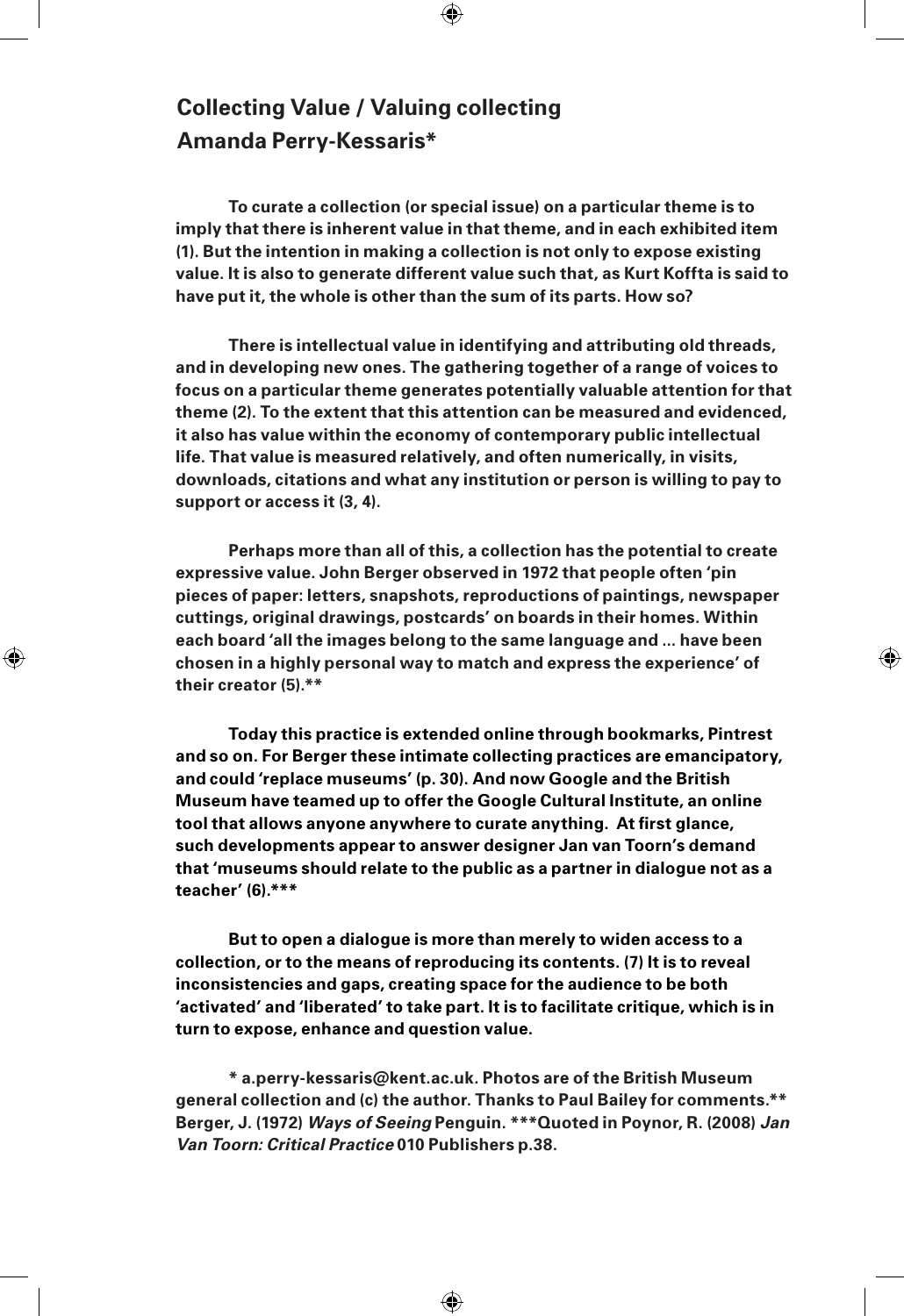## Collecting Value / Valuing collecting

### Amanda Perry-Kessaris*

**To curate a collection (or special issue) on a particular theme is to imply that there is inherent value in that theme, and in each exhibited item (1). But the intention in making a collection is not only to expose existing value. It is also to generate different value such that, as Kurt Koffta is said to have put it, the whole is other than the sum of its parts. How so?**

**There is intellectual value in identifying and attributing old threads, and in developing new ones. The gathering together of a range of voices to focus on a particular theme generates potentially valuable attention for that theme (2). To the extent that this attention can be measured and evidenced, it also has value within the economy of contemporary public intellectual life. That value is measured relatively, and often numerically, in visits, downloads, citations and what any institution or person is willing to pay to support or access it (3, 4).**

**Perhaps more than all of this, a collection has the potential to create expressive value. John Berger observed in 1972 that people often 'pin pieces of paper: letters, snapshots, reproductions of paintings, newspaper cuttings, original drawings, postcards' on boards in their homes. Within each board 'all the images belong to the same language and ... have been chosen in a highly personal way to match and express the experience' of their creator (5).****

**Today this practice is extended online through bookmarks, Pintrest and so on. For Berger these intimate collecting practices are emancipatory, and could 'replace museums' (p. 30). And now Google and the British Museum have teamed up to offer the Google Cultural Institute, an online tool that allows anyone anywhere to curate anything. At first glance, such developments appear to answer designer Jan van Toorn's demand that 'museums should relate to the public as a partner in dialogue not as a teacher' (6).*****

**But to open a dialogue is more than merely to widen access to a collection, or to the means of reproducing its contents. (7) It is to reveal inconsistencies and gaps, creating space for the audience to be both 'activated' and 'liberated' to take part. It is to facilitate critique, which is in turn to expose, enhance and question value.**

**\* a.perry-kessaris@kent.ac.uk. Photos are of the British Museum general collection and (c) the author. Thanks to Paul Bailey for comments.** Berger, J. (1972) *Ways of Seeing* Penguin. ***Quoted in Poynor, R. (2008) *Jan Van Toorn: Critical Practice* 010 Publishers p.38.**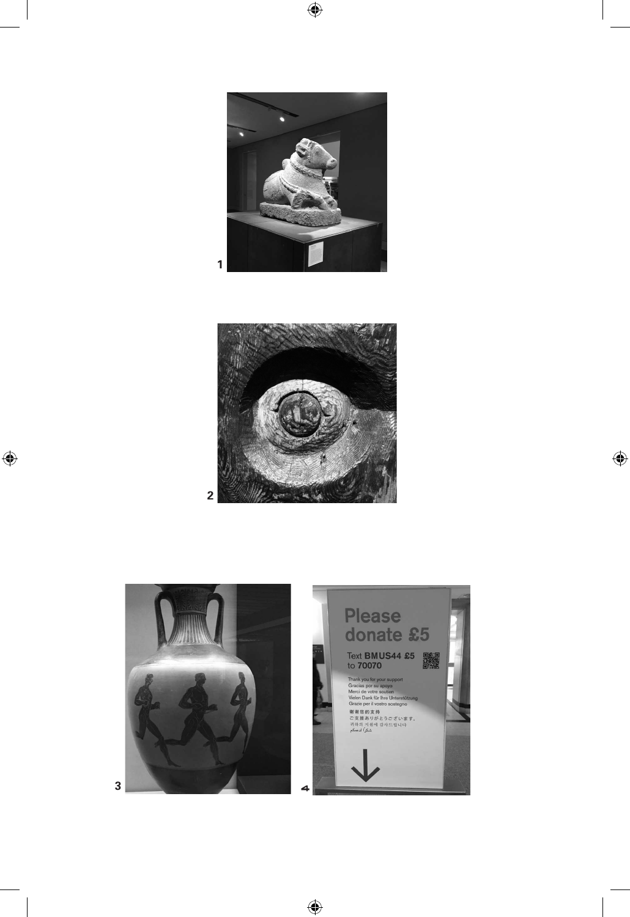1

2

3

4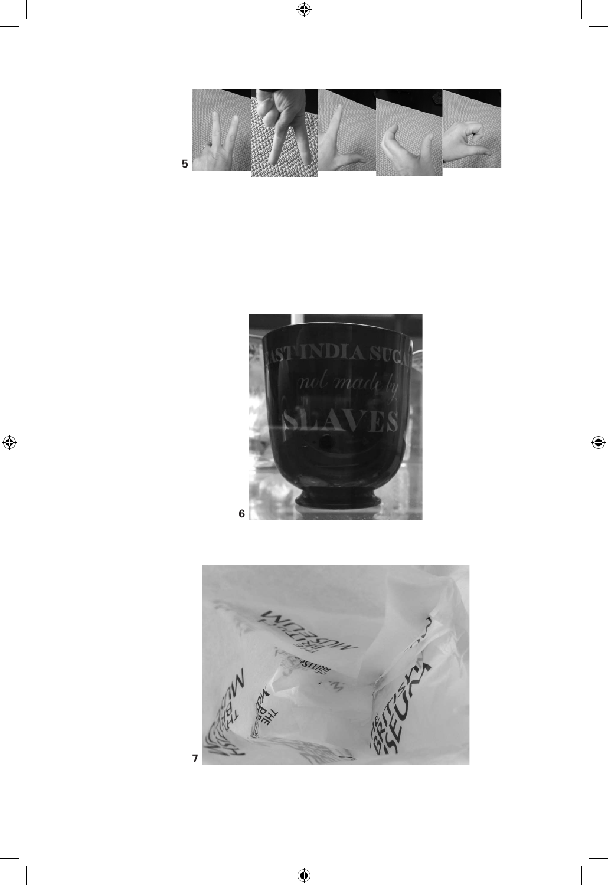5

6

7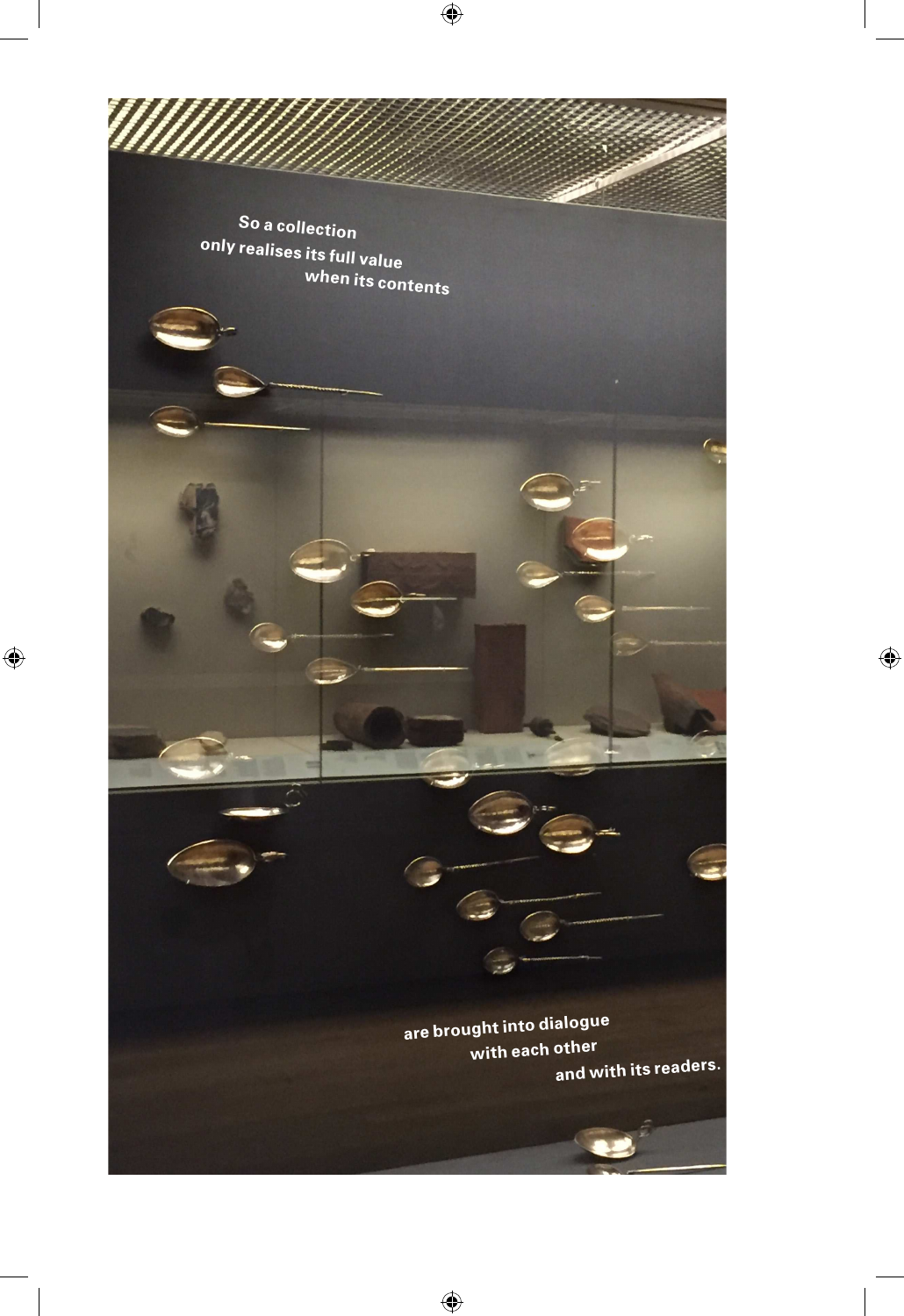So a collection
only realises its full value
when its contents

are brought into dialogue
with each other
and with its readers.